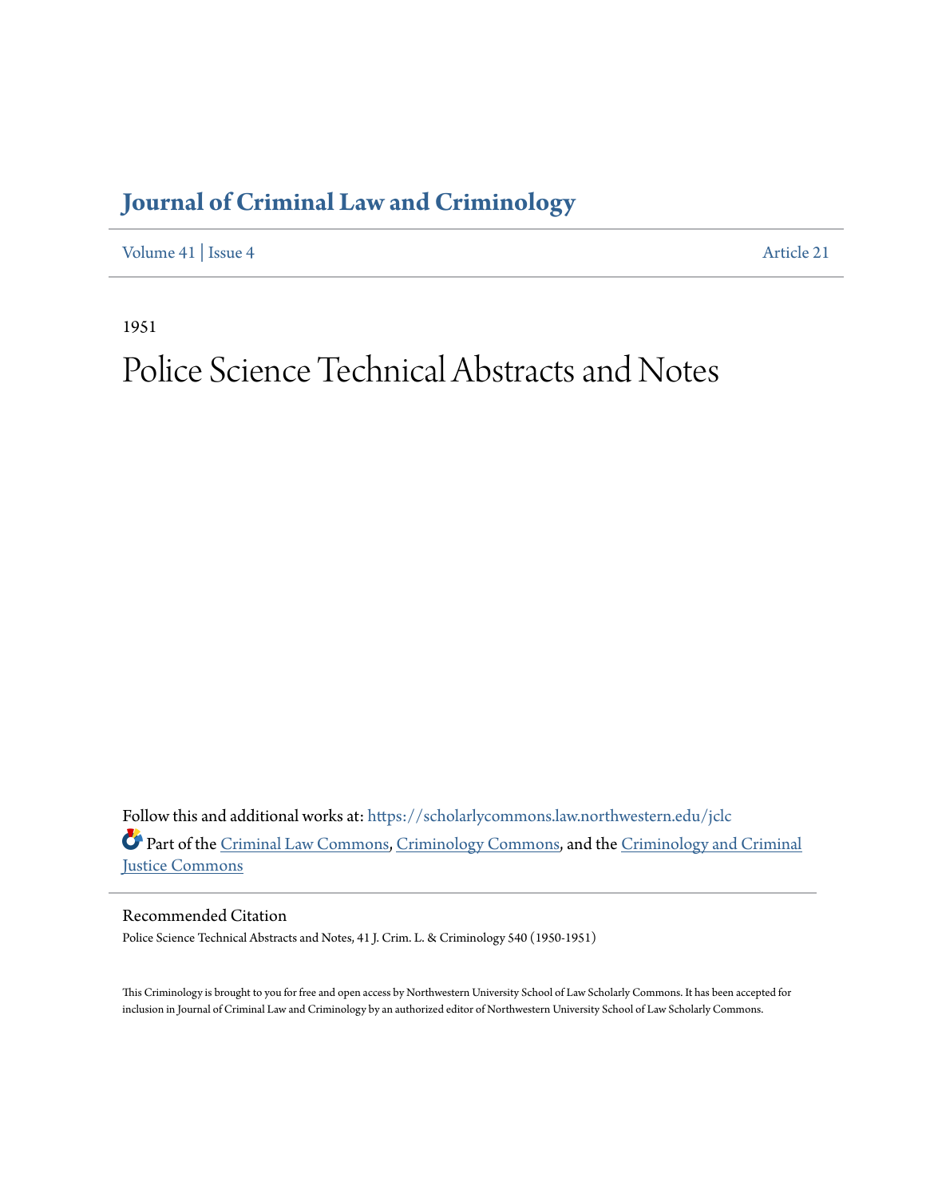# Journal of Criminal Law and Criminology

Volume 41 | Issue 4 Article 21

1951

## Police Science Technical Abstracts and Notes

Follow this and additional works at: https://scholarlycommons.law.northwestern.edu/jclc

Part of the Criminal Law Commons, Criminology Commons, and the Criminology and Criminal Justice Commons

### Recommended Citation

Police Science Technical Abstracts and Notes, 41 J. Crim. L. & Criminology 540 (1950-1951)

This Criminology is brought to you for free and open access by Northwestern University School of Law Scholarly Commons. It has been accepted for inclusion in Journal of Criminal Law and Criminology by an authorized editor of Northwestern University School of Law Scholarly Commons.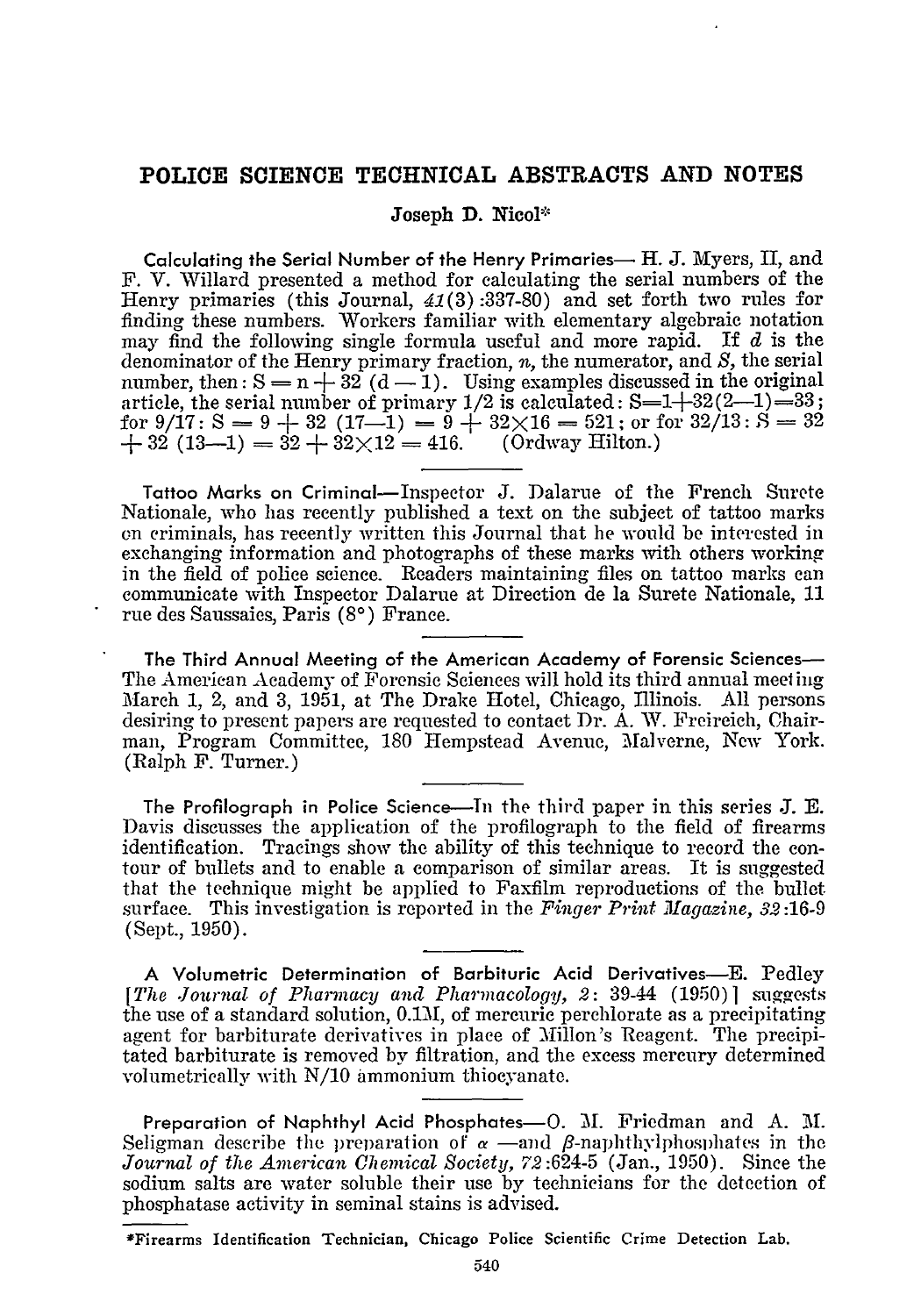## POLICE SCIENCE TECHNICAL ABSTRACTS AND NOTES

### Joseph D. Nicol*

**Calculating the Serial Number of the Henry Primaries**—H. J. Myers, II, and F. V. Willard presented a method for calculating the serial numbers of the Henry primaries (this Journal, *41*(3):337-80) and set forth two rules for finding these numbers. Workers familiar with elementary algebraic notation may find the following single formula useful and more rapid. If $d$ is the denominator of the Henry primary fraction, $n$, the numerator, and $S$, the serial number, then: $S = n + 32 (d - 1)$. Using examples discussed in the original article, the serial number of primary 1/2 is calculated: $S=1+32(2-1)=33$; for 9/17: $S = 9 + 32 (17-1) = 9 + 32\times16 = 521$; or for 32/13: $S = 32 + 32 (13-1) = 32 + 32\times12 = 416$. (Ordway Hilton.)

---

**Tattoo Marks on Criminal**—Inspector J. Dalarue of the French Surete Nationale, who has recently published a text on the subject of tattoo marks on criminals, has recently written this Journal that he would be interested in exchanging information and photographs of these marks with others working in the field of police science. Readers maintaining files on tattoo marks can communicate with Inspector Dalarue at Direction de la Surete Nationale, 11 rue des Saussaies, Paris (8°) France.

---

**The Third Annual Meeting of the American Academy of Forensic Sciences**—The American Academy of Forensic Sciences will hold its third annual meeting March 1, 2, and 3, 1951, at The Drake Hotel, Chicago, Illinois. All persons desiring to present papers are requested to contact Dr. A. W. Freireich, Chairman, Program Committee, 180 Hempstead Avenue, Malverne, New York. (Ralph F. Turner.)

---

**The Profilograph in Police Science**—In the third paper in this series J. E. Davis discusses the application of the profilograph to the field of firearms identification. Tracings show the ability of this technique to record the contour of bullets and to enable a comparison of similar areas. It is suggested that the technique might be applied to Faxfilm reproductions of the bullet surface. This investigation is reported in the *Finger Print Magazine, 32*:16-9 (Sept., 1950).

---

**A Volumetric Determination of Barbituric Acid Derivatives**—E. Pedley [*The Journal of Pharmacy and Pharmacology, 2*: 39-44 (1950)] suggests the use of a standard solution, 0.1M, of mercuric perchlorate as a precipitating agent for barbiturate derivatives in place of Millon's Reagent. The precipitated barbiturate is removed by filtration, and the excess mercury determined volumetrically with N/10 ammonium thiocyanate.

---

**Preparation of Naphthyl Acid Phosphates**—O. M. Friedman and A. M. Seligman describe the preparation of $\alpha$—and $\beta$-naphthylphosphates in the *Journal of the American Chemical Society, 72*:624-5 (Jan., 1950). Since the sodium salts are water soluble their use by technicians for the detection of phosphatase activity in seminal stains is advised.

---

*Firearms Identification Technician, Chicago Police Scientific Crime Detection Lab.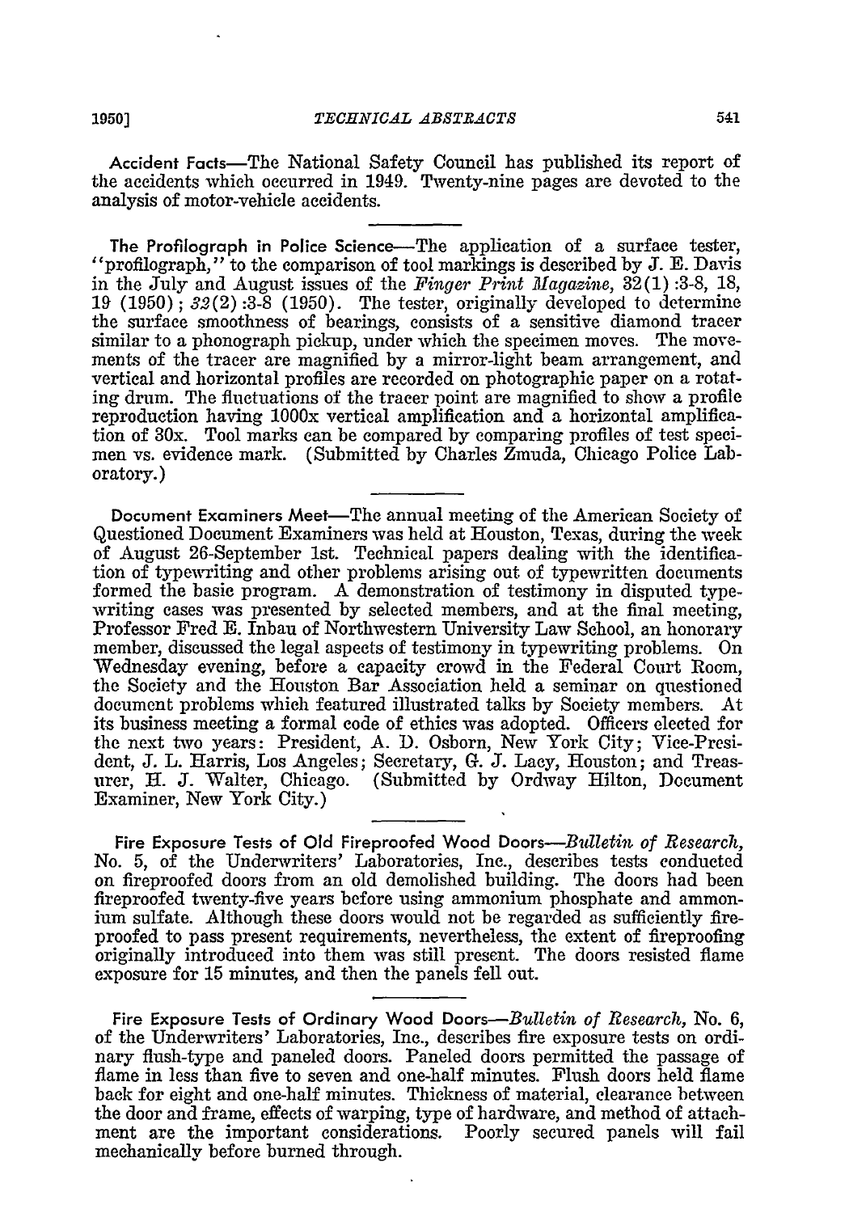**Accident Facts**—The National Safety Council has published its report of the accidents which occurred in 1949. Twenty-nine pages are devoted to the analysis of motor-vehicle accidents.

---

**The Profilograph in Police Science**—The application of a surface tester, "profilograph," to the comparison of tool markings is described by J. E. Davis in the July and August issues of the *Finger Print Magazine*, 32(1):3-8, 18, 19 (1950); 32(2):3-8 (1950). The tester, originally developed to determine the surface smoothness of bearings, consists of a sensitive diamond tracer similar to a phonograph pickup, under which the specimen moves. The movements of the tracer are magnified by a mirror-light beam arrangement, and vertical and horizontal profiles are recorded on photographic paper on a rotating drum. The fluctuations of the tracer point are magnified to show a profile reproduction having 1000x vertical amplification and a horizontal amplification of 30x. Tool marks can be compared by comparing profiles of test specimen vs. evidence mark. (Submitted by Charles Zmuda, Chicago Police Laboratory.)

---

**Document Examiners Meet**—The annual meeting of the American Society of Questioned Document Examiners was held at Houston, Texas, during the week of August 26-September 1st. Technical papers dealing with the identification of typewriting and other problems arising out of typewritten documents formed the basic program. A demonstration of testimony in disputed typewriting cases was presented by selected members, and at the final meeting, Professor Fred E. Inbau of Northwestern University Law School, an honorary member, discussed the legal aspects of testimony in typewriting problems. On Wednesday evening, before a capacity crowd in the Federal Court Room, the Society and the Houston Bar Association held a seminar on questioned document problems which featured illustrated talks by Society members. At its business meeting a formal code of ethics was adopted. Officers elected for the next two years: President, A. D. Osborn, New York City; Vice-President, J. L. Harris, Los Angeles; Secretary, G. J. Lacy, Houston; and Treasurer, H. J. Walter, Chicago. (Submitted by Ordway Hilton, Document Examiner, New York City.)

---

**Fire Exposure Tests of Old Fireproofed Wood Doors**—*Bulletin of Research*, No. 5, of the Underwriters' Laboratories, Inc., describes tests conducted on fireproofed doors from an old demolished building. The doors had been fireproofed twenty-five years before using ammonium phosphate and ammonium sulfate. Although these doors would not be regarded as sufficiently fireproofed to pass present requirements, nevertheless, the extent of fireproofing originally introduced into them was still present. The doors resisted flame exposure for 15 minutes, and then the panels fell out.

---

**Fire Exposure Tests of Ordinary Wood Doors**—*Bulletin of Research*, No. 6, of the Underwriters' Laboratories, Inc., describes fire exposure tests on ordinary flush-type and paneled doors. Paneled doors permitted the passage of flame in less than five to seven and one-half minutes. Flush doors held flame back for eight and one-half minutes. Thickness of material, clearance between the door and frame, effects of warping, type of hardware, and method of attachment are the important considerations. Poorly secured panels will fail mechanically before burned through.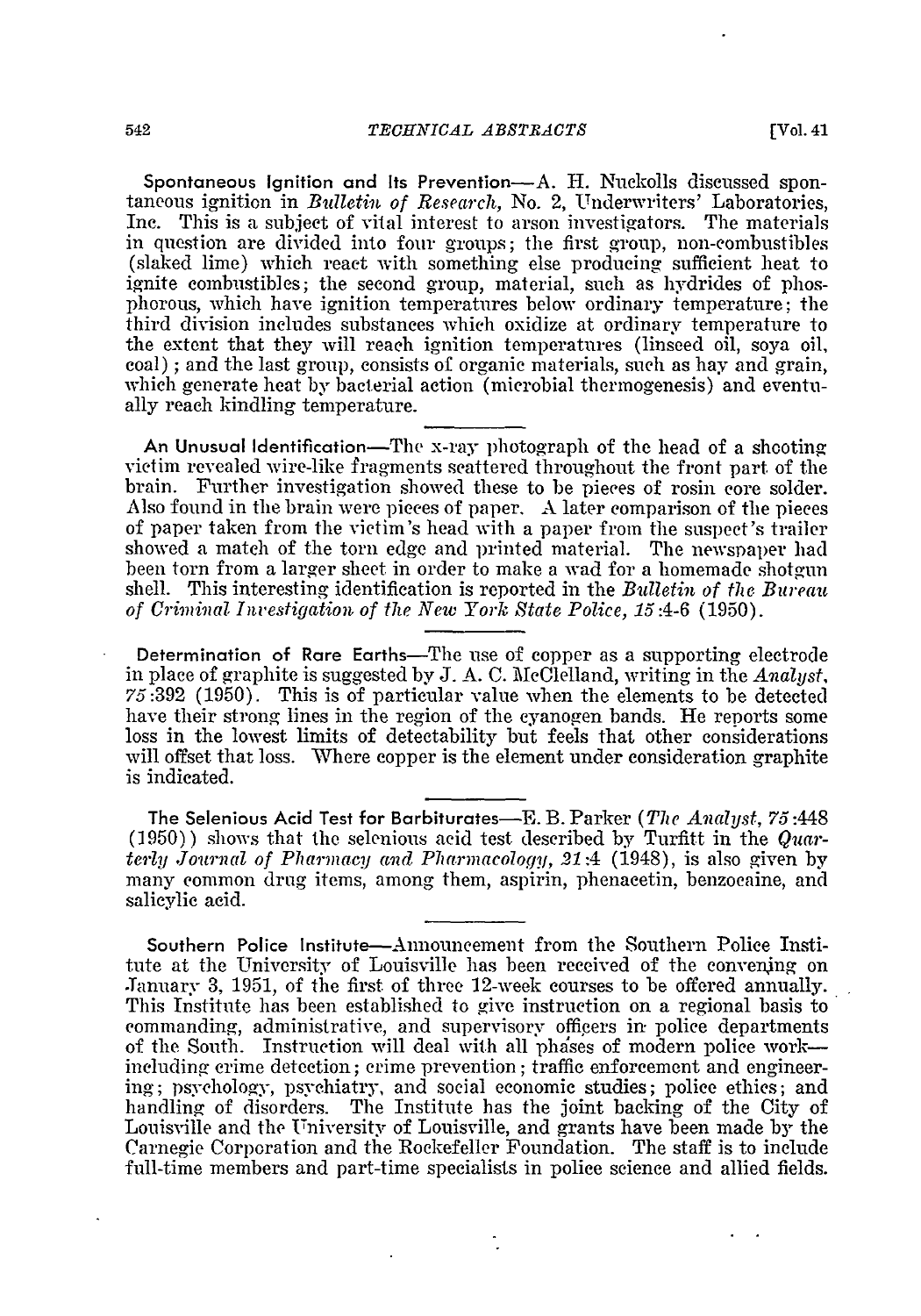**Spontaneous Ignition and Its Prevention**—A. H. Nuckolls discussed spontaneous ignition in *Bulletin of Research*, No. 2, Underwriters' Laboratories, Inc. This is a subject of vital interest to arson investigators. The materials in question are divided into four groups; the first group, non-combustibles (slaked lime) which react with something else producing sufficient heat to ignite combustibles; the second group, material, such as hydrides of phosphorous, which have ignition temperatures below ordinary temperature; the third division includes substances which oxidize at ordinary temperature to the extent that they will reach ignition temperatures (linseed oil, soya oil, coal); and the last group, consists of organic materials, such as hay and grain, which generate heat by bacterial action (microbial thermogenesis) and eventually reach kindling temperature.

---

**An Unusual Identification**—The x-ray photograph of the head of a shooting victim revealed wire-like fragments scattered throughout the front part of the brain. Further investigation showed these to be pieces of rosin core solder. Also found in the brain were pieces of paper. A later comparison of the pieces of paper taken from the victim's head with a paper from the suspect's trailer showed a match of the torn edge and printed material. The newspaper had been torn from a larger sheet in order to make a wad for a homemade shotgun shell. This interesting identification is reported in the *Bulletin of the Bureau of Criminal Investigation of the New York State Police, 15*:4-6 (1950).

---

**Determination of Rare Earths**—The use of copper as a supporting electrode in place of graphite is suggested by J. A. C. McClelland, writing in the *Analyst, 75*:392 (1950). This is of particular value when the elements to be detected have their strong lines in the region of the cyanogen bands. He reports some loss in the lowest limits of detectability but feels that other considerations will offset that loss. Where copper is the element under consideration graphite is indicated.

---

**The Selenious Acid Test for Barbiturates**—E. B. Parker (*The Analyst, 75*:448 (1950)) shows that the selenious acid test described by Turfitt in the *Quarterly Journal of Pharmacy and Pharmacology, 21*:4 (1948), is also given by many common drug items, among them, aspirin, phenacetin, benzocaine, and salicylic acid.

---

**Southern Police Institute**—Announcement from the Southern Police Institute at the University of Louisville has been received of the convening on January 3, 1951, of the first of three 12-week courses to be offered annually. This Institute has been established to give instruction on a regional basis to commanding, administrative, and supervisory officers in police departments of the South. Instruction will deal with all phases of modern police work—including crime detection; crime prevention; traffic enforcement and engineering; psychology, psychiatry, and social economic studies; police ethics; and handling of disorders. The Institute has the joint backing of the City of Louisville and the University of Louisville, and grants have been made by the Carnegie Corporation and the Rockefeller Foundation. The staff is to include full-time members and part-time specialists in police science and allied fields.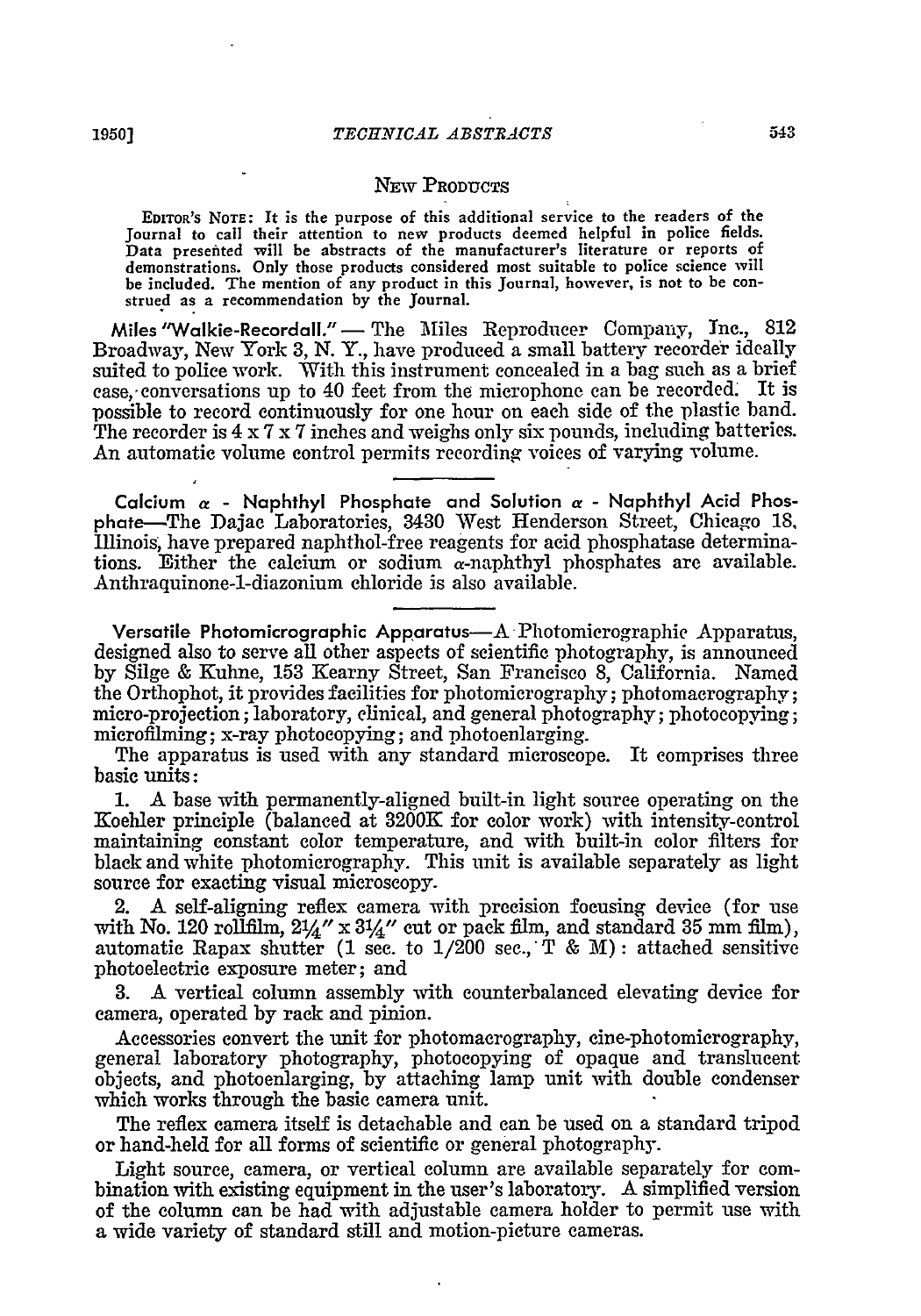## NEW PRODUCTS

EDITOR'S NOTE: It is the purpose of this additional service to the readers of the Journal to call their attention to new products deemed helpful in police fields. Data presented will be abstracts of the manufacturer's literature or reports of demonstrations. Only those products considered most suitable to police science will be included. The mention of any product in this Journal, however, is not to be construed as a recommendation by the Journal.

**Miles "Walkie-Recordall."** — The Miles Reproducer Company, Inc., 812 Broadway, New York 3, N. Y., have produced a small battery recorder ideally suited to police work. With this instrument concealed in a bag such as a brief case, conversations up to 40 feet from the microphone can be recorded. It is possible to record continuously for one hour on each side of the plastic band. The recorder is 4 x 7 x 7 inches and weighs only six pounds, including batteries. An automatic volume control permits recording voices of varying volume.

---

**Calcium $\alpha$ - Naphthyl Phosphate and Solution $\alpha$ - Naphthyl Acid Phosphate**—The Dajac Laboratories, 3430 West Henderson Street, Chicago 18, Illinois, have prepared naphthol-free reagents for acid phosphatase determinations. Either the calcium or sodium $\alpha$-naphthyl phosphates are available. Anthraquinone-1-diazonium chloride is also available.

---

**Versatile Photomicrographic Apparatus**—A Photomicrographic Apparatus, designed also to serve all other aspects of scientific photography, is announced by Silge & Kuhne, 153 Kearny Street, San Francisco 8, California. Named the Orthophot, it provides facilities for photomicrography; photomacrography; micro-projection; laboratory, clinical, and general photography; photocopying; microfilming; x-ray photocopying; and photoenlarging.

The apparatus is used with any standard microscope. It comprises three basic units:

1. A base with permanently-aligned built-in light source operating on the Koehler principle (balanced at 3200K for color work) with intensity-control maintaining constant color temperature, and with built-in color filters for black and white photomicrography. This unit is available separately as light source for exacting visual microscopy.

2. A self-aligning reflex camera with precision focusing device (for use with No. 120 rollfilm, 2¼" x 3¼" cut or pack film, and standard 35 mm film), automatic Rapax shutter (1 sec. to 1/200 sec., T & M): attached sensitive photoelectric exposure meter; and

3. A vertical column assembly with counterbalanced elevating device for camera, operated by rack and pinion.

Accessories convert the unit for photomacrography, cine-photomicrography, general laboratory photography, photocopying of opaque and translucent objects, and photoenlarging, by attaching lamp unit with double condenser which works through the basic camera unit.

The reflex camera itself is detachable and can be used on a standard tripod or hand-held for all forms of scientific or general photography.

Light source, camera, or vertical column are available separately for combination with existing equipment in the user's laboratory. A simplified version of the column can be had with adjustable camera holder to permit use with a wide variety of standard still and motion-picture cameras.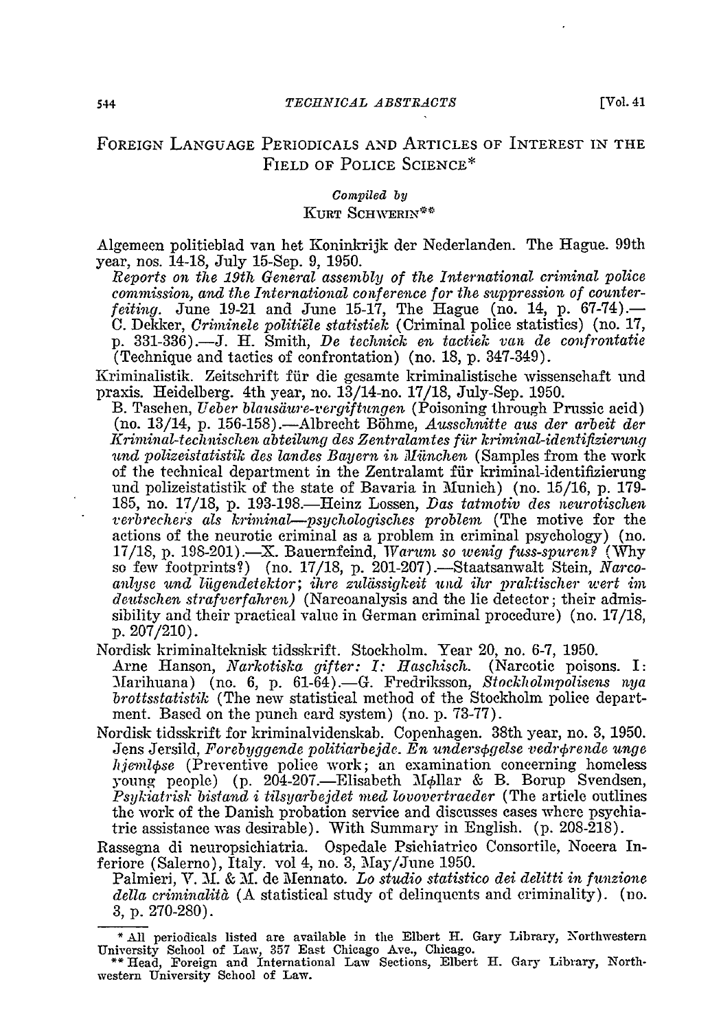## Foreign Language Periodicals and Articles of Interest in the Field of Police Science*

*Compiled by*

Kurt Schwerin**

Algemeen politieblad van het Koninkrijk der Nederlanden. The Hague. 99th year, nos. 14-18, July 15-Sep. 9, 1950.

*Reports on the 19th General assembly of the International criminal police commission, and the International conference for the suppression of counterfeiting.* June 19-21 and June 15-17, The Hague (no. 14, p. 67-74).—C. Dekker, *Criminele politiële statistiek* (Criminal police statistics) (no. 17, p. 331-336).—J. H. Smith, *De techniek en tactiek van de confrontatie* (Technique and tactics of confrontation) (no. 18, p. 347-349).

Kriminalistik. Zeitschrift für die gesamte kriminalistische wissenschaft und praxis. Heidelberg. 4th year, no. 13/14-no. 17/18, July-Sep. 1950.

B. Taschen, *Ueber blausäure-vergiftungen* (Poisoning through Prussic acid) (no. 13/14, p. 156-158).—Albrecht Böhme, *Ausschnitte aus der arbeit der Kriminal-technischen abteilung des Zentralamtes für kriminal-identifizierung und polizeistatistik des landes Bayern in München* (Samples from the work of the technical department in the Zentralamt für kriminal-identifizierung und polizeistatistik of the state of Bavaria in Munich) (no. 15/16, p. 179-185, no. 17/18, p. 193-198.—Heinz Lossen, *Das tatmotiv des neurotischen verbrechers als kriminal—psychologisches problem* (The motive for the actions of the neurotic criminal as a problem in criminal psychology) (no. 17/18, p. 198-201).—X. Bauernfeind, *Warum so wenig fuss-spuren?* (Why so few footprints?) (no. 17/18, p. 201-207).—Staatsanwalt Stein, *Narcoanlyse und lügendetektor; ihre zulässigkeit und ihr praktischer wert im deutschen strafverfahren)* (Narcoanalysis and the lie detector; their admissibility and their practical value in German criminal procedure) (no. 17/18, p. 207/210).

Nordisk kriminalteknisk tidsskrift. Stockholm. Year 20, no. 6-7, 1950.

Arne Hanson, *Narkotiska gifter: I: Haschisch.* (Narcotic poisons. I: Marihuana) (no. 6, p. 61-64).—G. Fredriksson, *Stockholmpolisens nya brottsstatistik* (The new statistical method of the Stockholm police department. Based on the punch card system) (no. p. 73-77).

Nordisk tidsskrift for kriminalvidenskab. Copenhagen. 38th year, no. 3, 1950.

Jens Jersild, *Forebyggende politiarbejde. En undersøgelse vedrørende unge hjemløse* (Preventive police work; an examination concerning homeless young people) (p. 204-207.—Elisabeth Møllar & B. Borup Svendsen, *Psykiatrisk bistand i tilsyarbejdet med lovovertraeder* (The article outlines the work of the Danish probation service and discusses cases where psychiatric assistance was desirable). With Summary in English. (p. 208-218).

Rassegna di neuropsichiatria. Ospedale Psichiatrico Consortile, Nocera Inferiore (Salerno), Italy. vol 4, no. 3, May/June 1950.

Palmieri, V. M. & M. de Mennato. *Lo studio statistico dei delitti in funzione della criminalità* (A statistical study of delinquents and criminality). (no. 3, p. 270-280).

---

\* All periodicals listed are available in the Elbert H. Gary Library, Northwestern University School of Law, 357 East Chicago Ave., Chicago.

\*\* Head, Foreign and International Law Sections, Elbert H. Gary Library, Northwestern University School of Law.